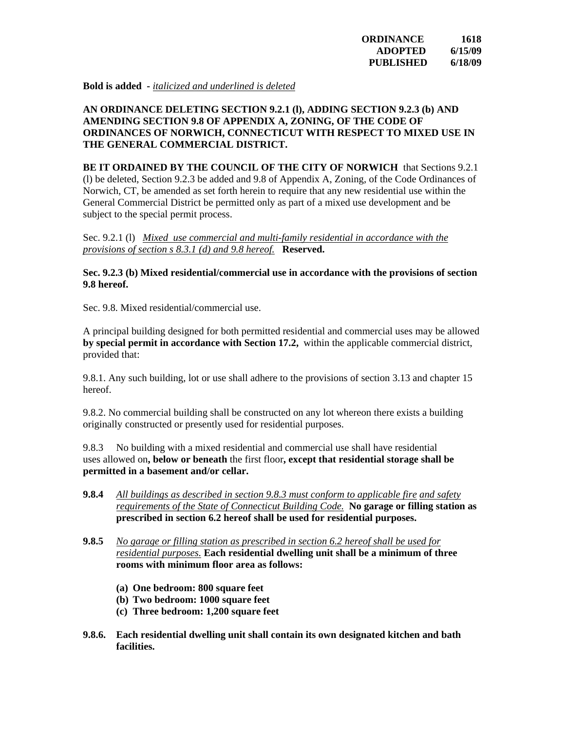**ORDINANCE 1618**
**ADOPTED 6/15/09**
**PUBLISHED 6/18/09**

**Bold is added** - <u>*italicized and underlined is deleted*</u>

**AN ORDINANCE DELETING SECTION 9.2.1 (l), ADDING SECTION 9.2.3 (b) AND AMENDING SECTION 9.8 OF APPENDIX A, ZONING, OF THE CODE OF ORDINANCES OF NORWICH, CONNECTICUT WITH RESPECT TO MIXED USE IN THE GENERAL COMMERCIAL DISTRICT.**

**BE IT ORDAINED BY THE COUNCIL OF THE CITY OF NORWICH** that Sections 9.2.1 (l) be deleted, Section 9.2.3 be added and 9.8 of Appendix A, Zoning, of the Code Ordinances of Norwich, CT, be amended as set forth herein to require that any new residential use within the General Commercial District be permitted only as part of a mixed use development and be subject to the special permit process.

Sec. 9.2.1 (l) <u>*Mixed use commercial and multi-family residential in accordance with the provisions of section s 8.3.1 (d) and 9.8 hereof.*</u> **Reserved.**

**Sec. 9.2.3 (b) Mixed residential/commercial use in accordance with the provisions of section 9.8 hereof.**

Sec. 9.8. Mixed residential/commercial use.

A principal building designed for both permitted residential and commercial uses may be allowed **by special permit in accordance with Section 17.2,** within the applicable commercial district, provided that:

9.8.1. Any such building, lot or use shall adhere to the provisions of section 3.13 and chapter 15 hereof.

9.8.2. No commercial building shall be constructed on any lot whereon there exists a building originally constructed or presently used for residential purposes.

9.8.3 No building with a mixed residential and commercial use shall have residential uses allowed on**, below or beneath** the first floor**, except that residential storage shall be permitted in a basement and/or cellar.**

**9.8.4** <u>*All buildings as described in section 9.8.3 must conform to applicable fire and safety requirements of the State of Connecticut Building Code.*</u> **No garage or filling station as prescribed in section 6.2 hereof shall be used for residential purposes.**

**9.8.5** <u>*No garage or filling station as prescribed in section 6.2 hereof shall be used for residential purposes.*</u> **Each residential dwelling unit shall be a minimum of three rooms with minimum floor area as follows:**

- **(a) One bedroom: 800 square feet**
- **(b) Two bedroom: 1000 square feet**
- **(c) Three bedroom: 1,200 square feet**

**9.8.6. Each residential dwelling unit shall contain its own designated kitchen and bath facilities.**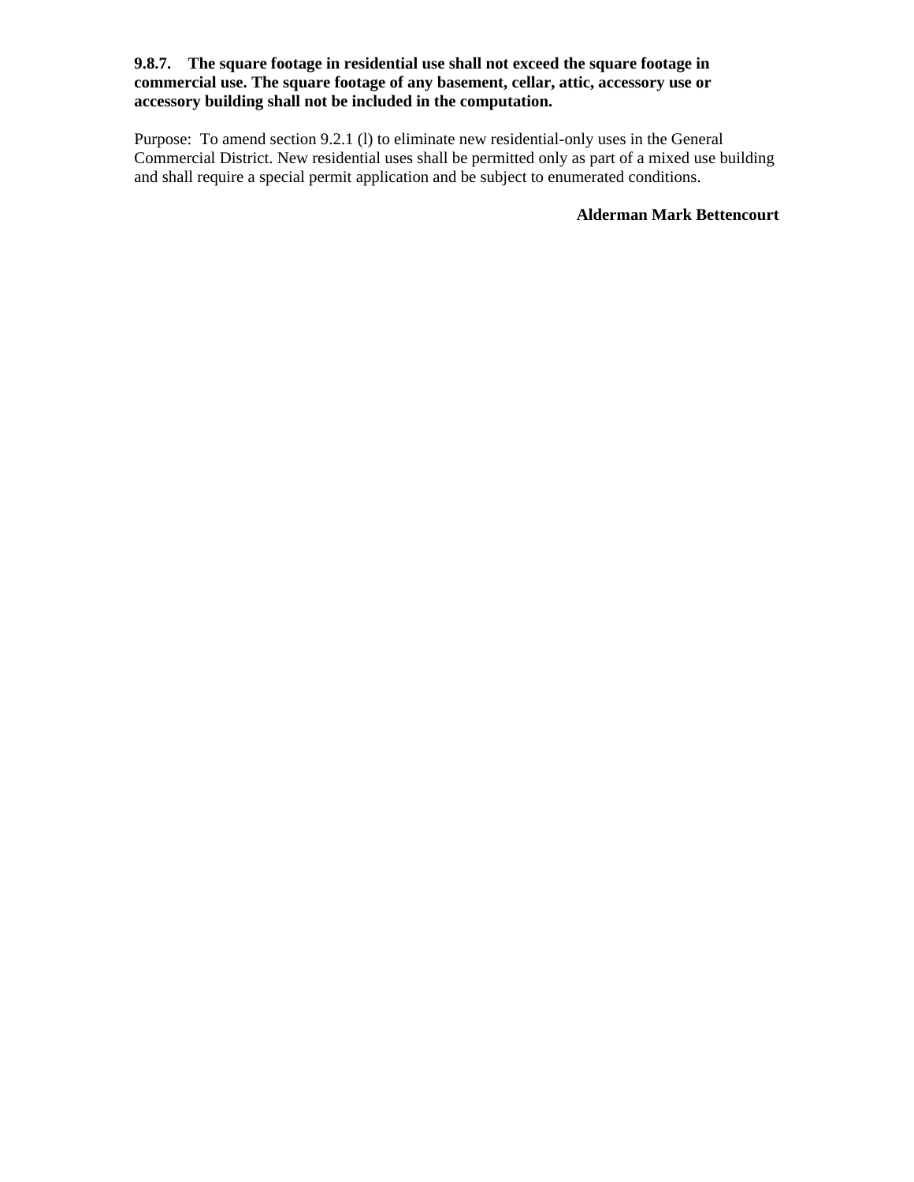**9.8.7. The square footage in residential use shall not exceed the square footage in commercial use. The square footage of any basement, cellar, attic, accessory use or accessory building shall not be included in the computation.**

Purpose: To amend section 9.2.1 (l) to eliminate new residential-only uses in the General Commercial District. New residential uses shall be permitted only as part of a mixed use building and shall require a special permit application and be subject to enumerated conditions.

**Alderman Mark Bettencourt**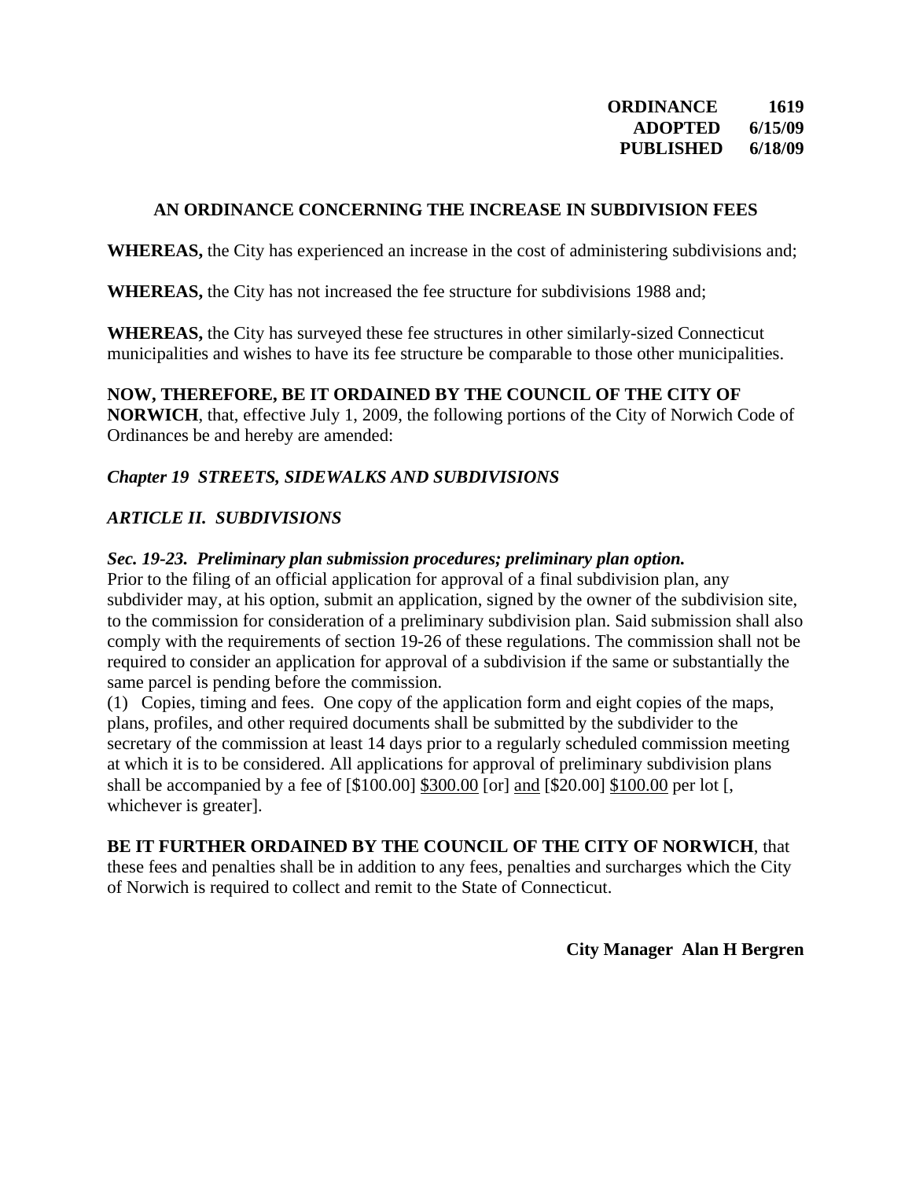**ORDINANCE 1619**
**ADOPTED 6/15/09**
**PUBLISHED 6/18/09**

## AN ORDINANCE CONCERNING THE INCREASE IN SUBDIVISION FEES

**WHEREAS,** the City has experienced an increase in the cost of administering subdivisions and;

**WHEREAS,** the City has not increased the fee structure for subdivisions 1988 and;

**WHEREAS,** the City has surveyed these fee structures in other similarly-sized Connecticut municipalities and wishes to have its fee structure be comparable to those other municipalities.

**NOW, THEREFORE, BE IT ORDAINED BY THE COUNCIL OF THE CITY OF NORWICH**, that, effective July 1, 2009, the following portions of the City of Norwich Code of Ordinances be and hereby are amended:

***Chapter 19 STREETS, SIDEWALKS AND SUBDIVISIONS***

***ARTICLE II. SUBDIVISIONS***

***Sec. 19-23. Preliminary plan submission procedures; preliminary plan option.***

Prior to the filing of an official application for approval of a final subdivision plan, any subdivider may, at his option, submit an application, signed by the owner of the subdivision site, to the commission for consideration of a preliminary subdivision plan. Said submission shall also comply with the requirements of section 19-26 of these regulations. The commission shall not be required to consider an application for approval of a subdivision if the same or substantially the same parcel is pending before the commission.

(1) Copies, timing and fees. One copy of the application form and eight copies of the maps, plans, profiles, and other required documents shall be submitted by the subdivider to the secretary of the commission at least 14 days prior to a regularly scheduled commission meeting at which it is to be considered. All applications for approval of preliminary subdivision plans shall be accompanied by a fee of [$100.00] <u>$300.00</u> [or] <u>and</u> [$20.00] <u>$100.00</u> per lot [, whichever is greater].

**BE IT FURTHER ORDAINED BY THE COUNCIL OF THE CITY OF NORWICH**, that these fees and penalties shall be in addition to any fees, penalties and surcharges which the City of Norwich is required to collect and remit to the State of Connecticut.

**City Manager Alan H Bergren**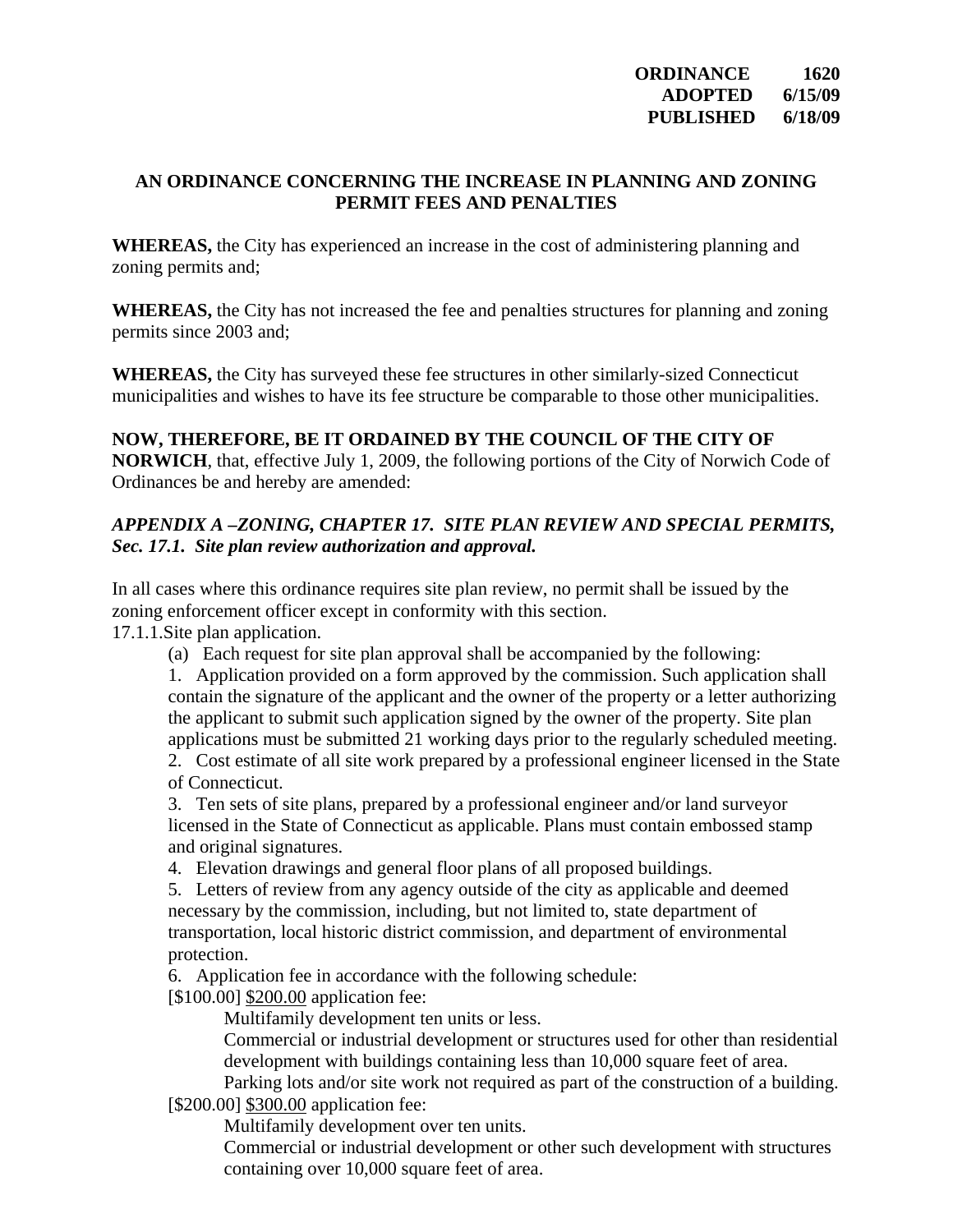**ORDINANCE 1620**
**ADOPTED 6/15/09**
**PUBLISHED 6/18/09**

**AN ORDINANCE CONCERNING THE INCREASE IN PLANNING AND ZONING PERMIT FEES AND PENALTIES**

**WHEREAS,** the City has experienced an increase in the cost of administering planning and zoning permits and;

**WHEREAS,** the City has not increased the fee and penalties structures for planning and zoning permits since 2003 and;

**WHEREAS,** the City has surveyed these fee structures in other similarly-sized Connecticut municipalities and wishes to have its fee structure be comparable to those other municipalities.

**NOW, THEREFORE, BE IT ORDAINED BY THE COUNCIL OF THE CITY OF NORWICH**, that, effective July 1, 2009, the following portions of the City of Norwich Code of Ordinances be and hereby are amended:

***APPENDIX A –ZONING, CHAPTER 17. SITE PLAN REVIEW AND SPECIAL PERMITS, Sec. 17.1. Site plan review authorization and approval.***

In all cases where this ordinance requires site plan review, no permit shall be issued by the zoning enforcement officer except in conformity with this section.

17.1.1.Site plan application.

(a) Each request for site plan approval shall be accompanied by the following:

1. Application provided on a form approved by the commission. Such application shall contain the signature of the applicant and the owner of the property or a letter authorizing the applicant to submit such application signed by the owner of the property. Site plan applications must be submitted 21 working days prior to the regularly scheduled meeting.
2. Cost estimate of all site work prepared by a professional engineer licensed in the State of Connecticut.
3. Ten sets of site plans, prepared by a professional engineer and/or land surveyor licensed in the State of Connecticut as applicable. Plans must contain embossed stamp and original signatures.
4. Elevation drawings and general floor plans of all proposed buildings.
5. Letters of review from any agency outside of the city as applicable and deemed necessary by the commission, including, but not limited to, state department of transportation, local historic district commission, and department of environmental protection.
6. Application fee in accordance with the following schedule:

[$100.00] <u>$200.00</u> application fee:

Multifamily development ten units or less.

Commercial or industrial development or structures used for other than residential development with buildings containing less than 10,000 square feet of area.

Parking lots and/or site work not required as part of the construction of a building.

[$200.00] <u>$300.00</u> application fee:

Multifamily development over ten units.

Commercial or industrial development or other such development with structures containing over 10,000 square feet of area.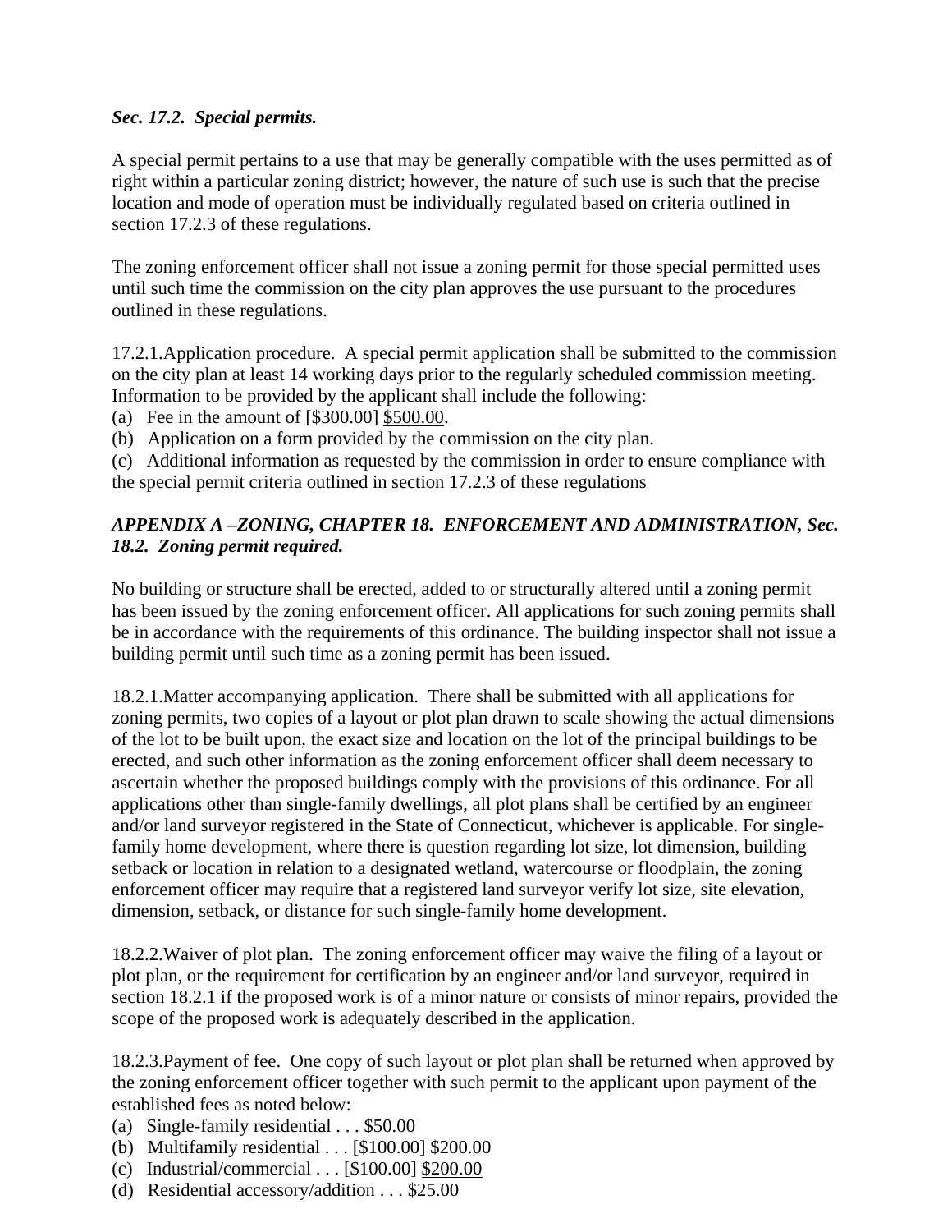***Sec. 17.2. Special permits.***

A special permit pertains to a use that may be generally compatible with the uses permitted as of right within a particular zoning district; however, the nature of such use is such that the precise location and mode of operation must be individually regulated based on criteria outlined in section 17.2.3 of these regulations.

The zoning enforcement officer shall not issue a zoning permit for those special permitted uses until such time the commission on the city plan approves the use pursuant to the procedures outlined in these regulations.

17.2.1.Application procedure. A special permit application shall be submitted to the commission on the city plan at least 14 working days prior to the regularly scheduled commission meeting. Information to be provided by the applicant shall include the following:

(a) Fee in the amount of [$300.00] <u>$500.00</u>.
(b) Application on a form provided by the commission on the city plan.
(c) Additional information as requested by the commission in order to ensure compliance with the special permit criteria outlined in section 17.2.3 of these regulations

***APPENDIX A –ZONING, CHAPTER 18. ENFORCEMENT AND ADMINISTRATION, Sec. 18.2. Zoning permit required.***

No building or structure shall be erected, added to or structurally altered until a zoning permit has been issued by the zoning enforcement officer. All applications for such zoning permits shall be in accordance with the requirements of this ordinance. The building inspector shall not issue a building permit until such time as a zoning permit has been issued.

18.2.1.Matter accompanying application. There shall be submitted with all applications for zoning permits, two copies of a layout or plot plan drawn to scale showing the actual dimensions of the lot to be built upon, the exact size and location on the lot of the principal buildings to be erected, and such other information as the zoning enforcement officer shall deem necessary to ascertain whether the proposed buildings comply with the provisions of this ordinance. For all applications other than single-family dwellings, all plot plans shall be certified by an engineer and/or land surveyor registered in the State of Connecticut, whichever is applicable. For single-family home development, where there is question regarding lot size, lot dimension, building setback or location in relation to a designated wetland, watercourse or floodplain, the zoning enforcement officer may require that a registered land surveyor verify lot size, site elevation, dimension, setback, or distance for such single-family home development.

18.2.2.Waiver of plot plan. The zoning enforcement officer may waive the filing of a layout or plot plan, or the requirement for certification by an engineer and/or land surveyor, required in section 18.2.1 if the proposed work is of a minor nature or consists of minor repairs, provided the scope of the proposed work is adequately described in the application.

18.2.3.Payment of fee. One copy of such layout or plot plan shall be returned when approved by the zoning enforcement officer together with such permit to the applicant upon payment of the established fees as noted below:

(a) Single-family residential . . . $50.00
(b) Multifamily residential . . . [$100.00] <u>$200.00</u>
(c) Industrial/commercial . . . [$100.00] <u>$200.00</u>
(d) Residential accessory/addition . . . $25.00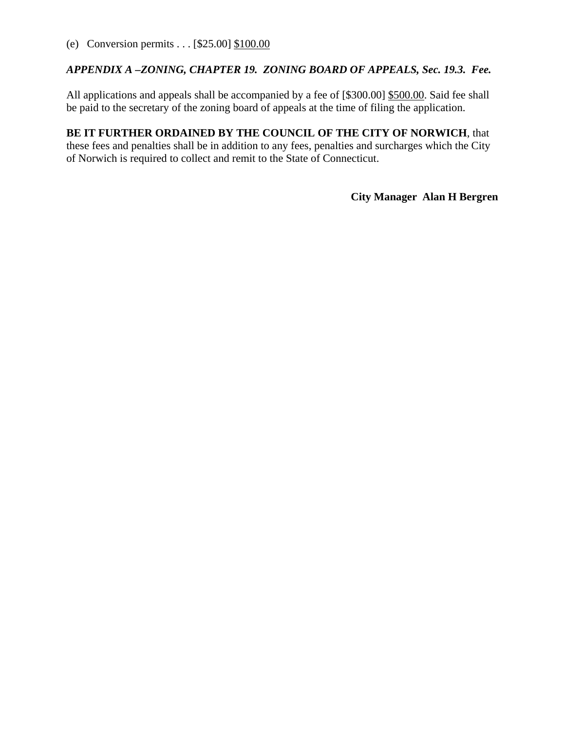(e) Conversion permits . . . [$25.00] <u>$100.00</u>

***APPENDIX A –ZONING, CHAPTER 19. ZONING BOARD OF APPEALS, Sec. 19.3. Fee.***

All applications and appeals shall be accompanied by a fee of [$300.00] <u>$500.00</u>. Said fee shall be paid to the secretary of the zoning board of appeals at the time of filing the application.

**BE IT FURTHER ORDAINED BY THE COUNCIL OF THE CITY OF NORWICH**, that these fees and penalties shall be in addition to any fees, penalties and surcharges which the City of Norwich is required to collect and remit to the State of Connecticut.

**City Manager Alan H Bergren**